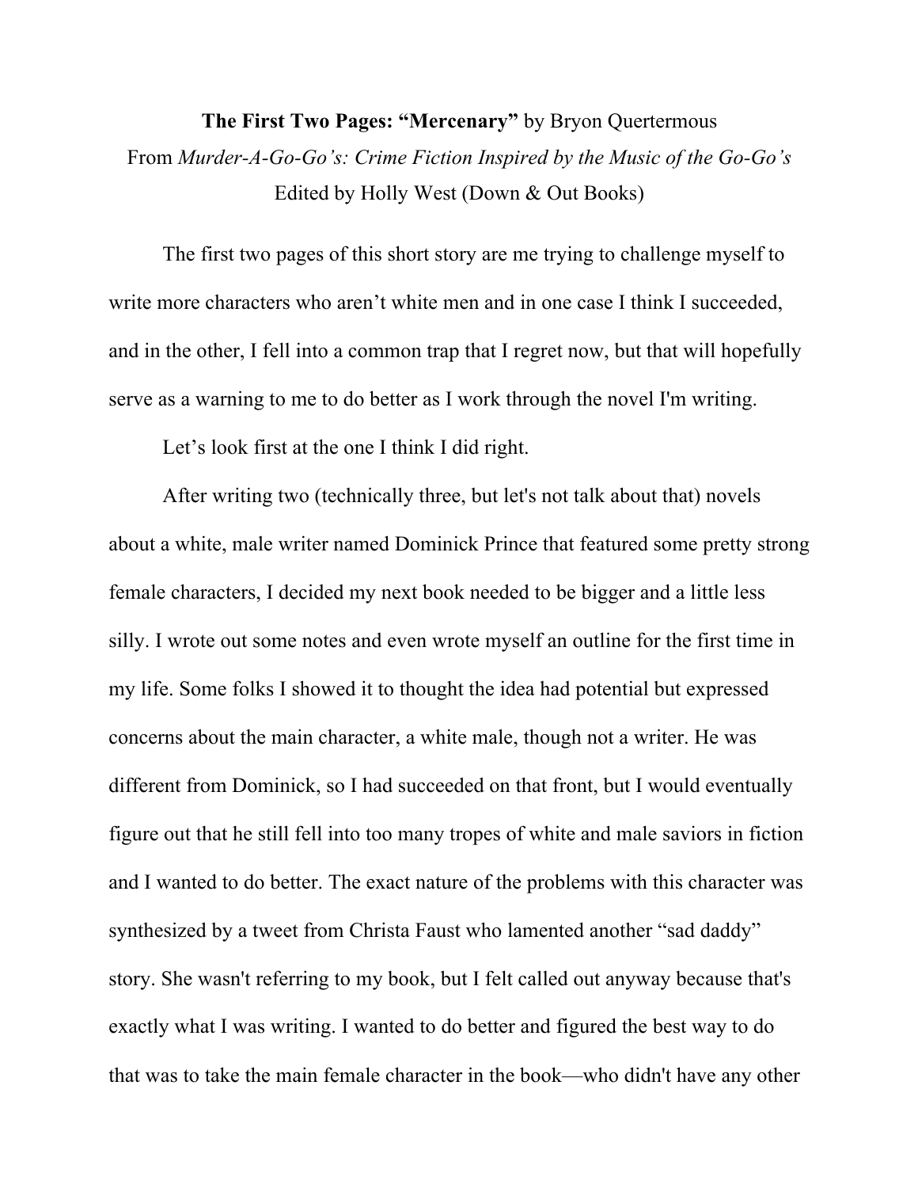**The First Two Pages: "Mercenary"** by Bryon Quertermous

From *Murder-A-Go-Go's: Crime Fiction Inspired by the Music of the Go-Go's*

Edited by Holly West (Down & Out Books)

The first two pages of this short story are me trying to challenge myself to write more characters who aren't white men and in one case I think I succeeded, and in the other, I fell into a common trap that I regret now, but that will hopefully serve as a warning to me to do better as I work through the novel I'm writing.

Let's look first at the one I think I did right.

After writing two (technically three, but let's not talk about that) novels about a white, male writer named Dominick Prince that featured some pretty strong female characters, I decided my next book needed to be bigger and a little less silly. I wrote out some notes and even wrote myself an outline for the first time in my life. Some folks I showed it to thought the idea had potential but expressed concerns about the main character, a white male, though not a writer. He was different from Dominick, so I had succeeded on that front, but I would eventually figure out that he still fell into too many tropes of white and male saviors in fiction and I wanted to do better. The exact nature of the problems with this character was synthesized by a tweet from Christa Faust who lamented another "sad daddy" story. She wasn't referring to my book, but I felt called out anyway because that's exactly what I was writing. I wanted to do better and figured the best way to do that was to take the main female character in the book—who didn't have any other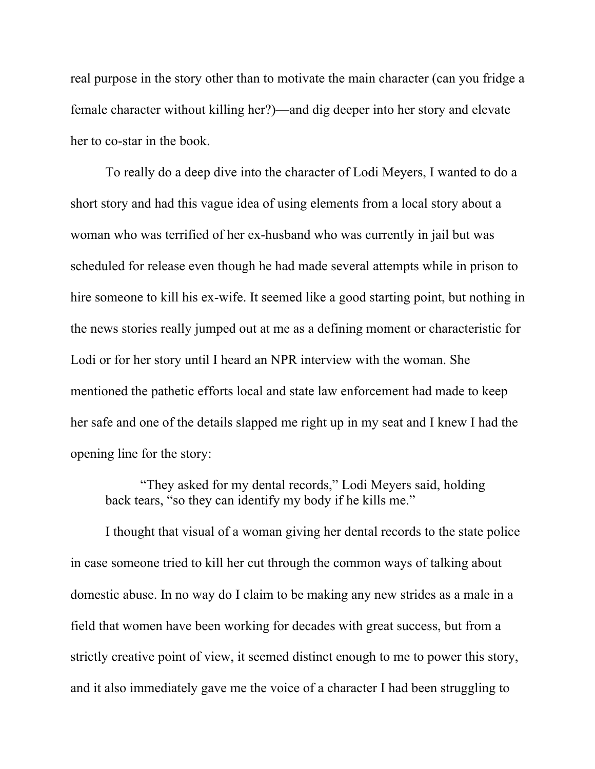real purpose in the story other than to motivate the main character (can you fridge a female character without killing her?)—and dig deeper into her story and elevate her to co-star in the book.

To really do a deep dive into the character of Lodi Meyers, I wanted to do a short story and had this vague idea of using elements from a local story about a woman who was terrified of her ex-husband who was currently in jail but was scheduled for release even though he had made several attempts while in prison to hire someone to kill his ex-wife. It seemed like a good starting point, but nothing in the news stories really jumped out at me as a defining moment or characteristic for Lodi or for her story until I heard an NPR interview with the woman. She mentioned the pathetic efforts local and state law enforcement had made to keep her safe and one of the details slapped me right up in my seat and I knew I had the opening line for the story:

> "They asked for my dental records," Lodi Meyers said, holding back tears, "so they can identify my body if he kills me."

I thought that visual of a woman giving her dental records to the state police in case someone tried to kill her cut through the common ways of talking about domestic abuse. In no way do I claim to be making any new strides as a male in a field that women have been working for decades with great success, but from a strictly creative point of view, it seemed distinct enough to me to power this story, and it also immediately gave me the voice of a character I had been struggling to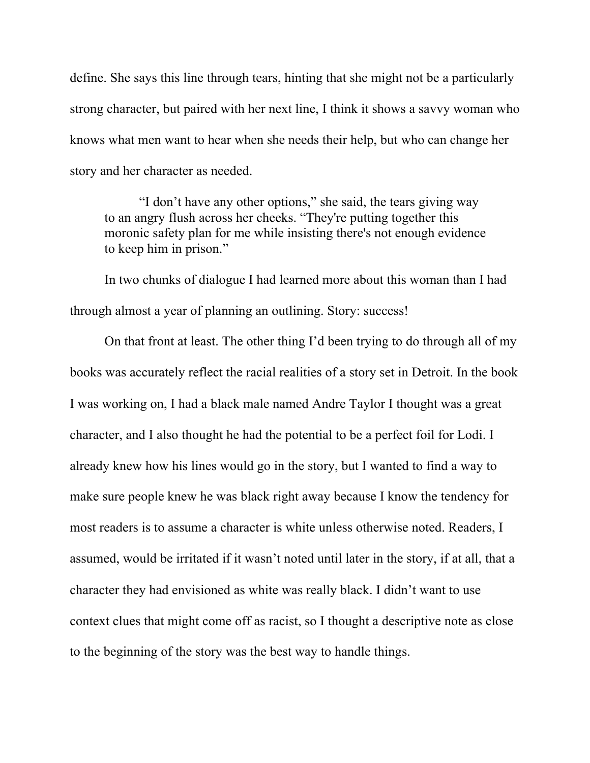define. She says this line through tears, hinting that she might not be a particularly strong character, but paired with her next line, I think it shows a savvy woman who knows what men want to hear when she needs their help, but who can change her story and her character as needed.

> "I don't have any other options," she said, the tears giving way to an angry flush across her cheeks. "They're putting together this moronic safety plan for me while insisting there's not enough evidence to keep him in prison."

In two chunks of dialogue I had learned more about this woman than I had through almost a year of planning an outlining. Story: success!

On that front at least. The other thing I'd been trying to do through all of my books was accurately reflect the racial realities of a story set in Detroit. In the book I was working on, I had a black male named Andre Taylor I thought was a great character, and I also thought he had the potential to be a perfect foil for Lodi. I already knew how his lines would go in the story, but I wanted to find a way to make sure people knew he was black right away because I know the tendency for most readers is to assume a character is white unless otherwise noted. Readers, I assumed, would be irritated if it wasn't noted until later in the story, if at all, that a character they had envisioned as white was really black. I didn't want to use context clues that might come off as racist, so I thought a descriptive note as close to the beginning of the story was the best way to handle things.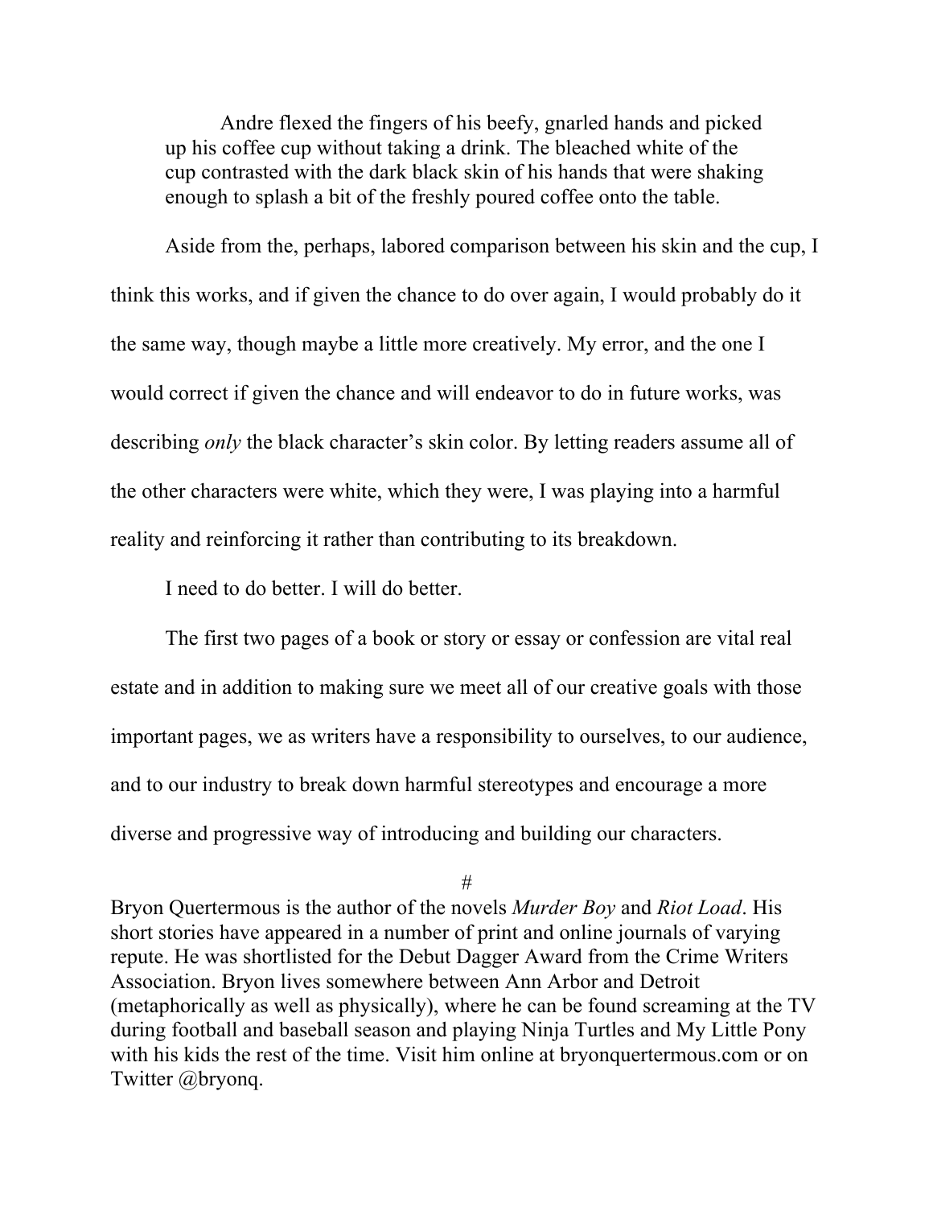> Andre flexed the fingers of his beefy, gnarled hands and picked up his coffee cup without taking a drink. The bleached white of the cup contrasted with the dark black skin of his hands that were shaking enough to splash a bit of the freshly poured coffee onto the table.

Aside from the, perhaps, labored comparison between his skin and the cup, I think this works, and if given the chance to do over again, I would probably do it the same way, though maybe a little more creatively. My error, and the one I would correct if given the chance and will endeavor to do in future works, was describing *only* the black character's skin color. By letting readers assume all of the other characters were white, which they were, I was playing into a harmful reality and reinforcing it rather than contributing to its breakdown.

I need to do better. I will do better.

The first two pages of a book or story or essay or confession are vital real estate and in addition to making sure we meet all of our creative goals with those important pages, we as writers have a responsibility to ourselves, to our audience, and to our industry to break down harmful stereotypes and encourage a more diverse and progressive way of introducing and building our characters.

#

Bryon Quertermous is the author of the novels *Murder Boy* and *Riot Load*. His short stories have appeared in a number of print and online journals of varying repute. He was shortlisted for the Debut Dagger Award from the Crime Writers Association. Bryon lives somewhere between Ann Arbor and Detroit (metaphorically as well as physically), where he can be found screaming at the TV during football and baseball season and playing Ninja Turtles and My Little Pony with his kids the rest of the time. Visit him online at bryonquertermous.com or on Twitter @bryonq.